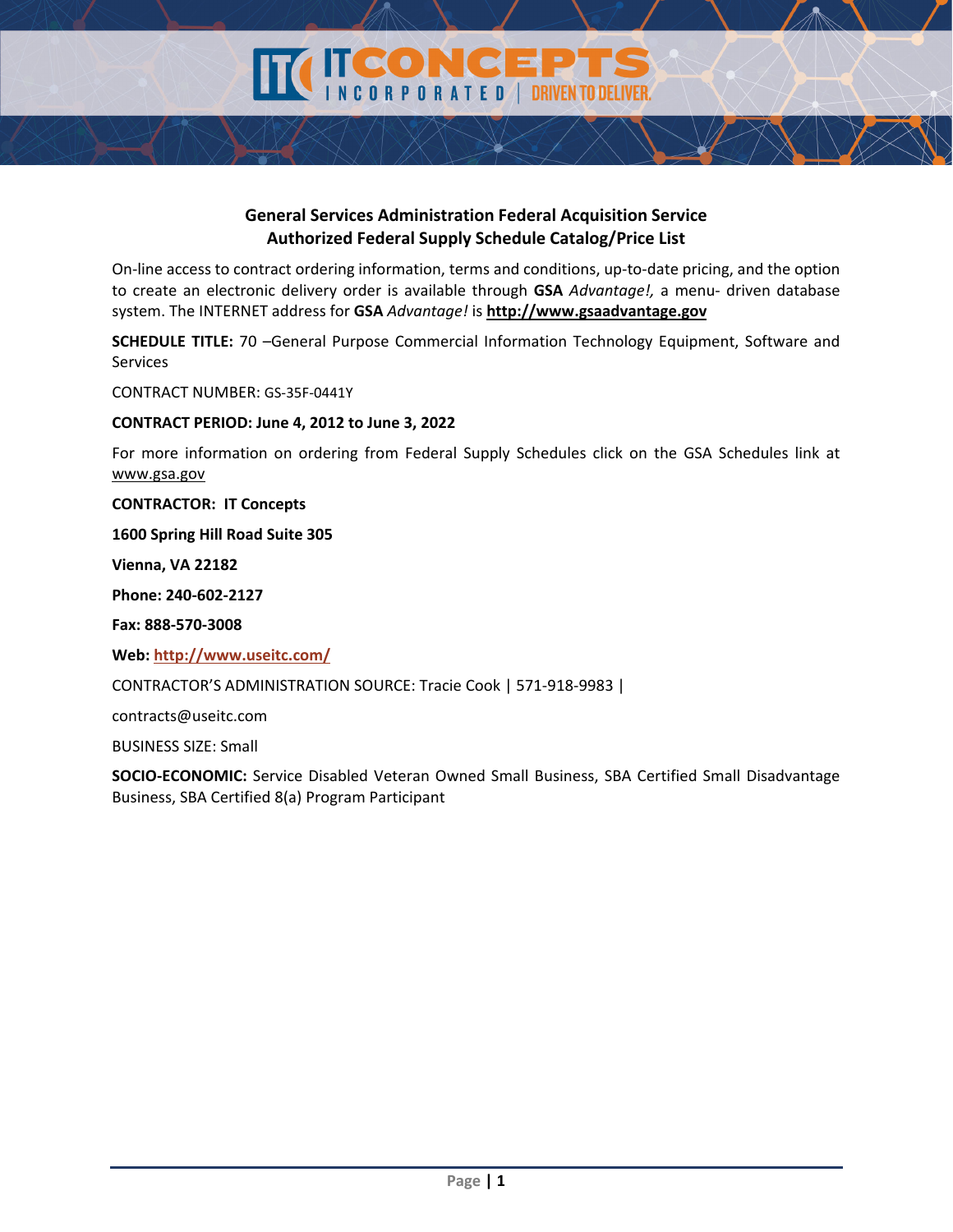## General Services Administration Federal Acquisition Service
## Authorized Federal Supply Schedule Catalog/Price List

On-line access to contract ordering information, terms and conditions, up-to-date pricing, and the option to create an electronic delivery order is available through **GSA** *Advantage!,* a menu- driven database system. The INTERNET address for **GSA** *Advantage!* is **http://www.gsaadvantage.gov**

**SCHEDULE TITLE:** 70 –General Purpose Commercial Information Technology Equipment, Software and Services

CONTRACT NUMBER: GS-35F-0441Y

**CONTRACT PERIOD: June 4, 2012 to June 3, 2022**

For more information on ordering from Federal Supply Schedules click on the GSA Schedules link at www.gsa.gov

**CONTRACTOR: IT Concepts**

**1600 Spring Hill Road Suite 305**

**Vienna, VA 22182**

**Phone: 240-602-2127**

**Fax: 888-570-3008**

**Web: http://www.useitc.com/**

CONTRACTOR'S ADMINISTRATION SOURCE: Tracie Cook | 571-918-9983 |

contracts@useitc.com

BUSINESS SIZE: Small

**SOCIO-ECONOMIC:** Service Disabled Veteran Owned Small Business, SBA Certified Small Disadvantage Business, SBA Certified 8(a) Program Participant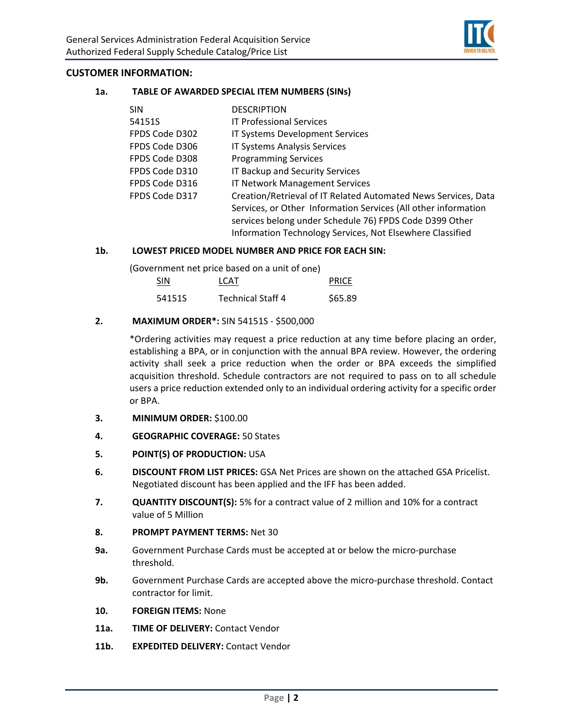## CUSTOMER INFORMATION:

### 1a. TABLE OF AWARDED SPECIAL ITEM NUMBERS (SINs)

| SIN | DESCRIPTION |
|---|---|
| 54151S | IT Professional Services |
| FPDS Code D302 | IT Systems Development Services |
| FPDS Code D306 | IT Systems Analysis Services |
| FPDS Code D308 | Programming Services |
| FPDS Code D310 | IT Backup and Security Services |
| FPDS Code D316 | IT Network Management Services |
| FPDS Code D317 | Creation/Retrieval of IT Related Automated News Services, Data Services, or Other Information Services (All other information services belong under Schedule 76) FPDS Code D399 Other Information Technology Services, Not Elsewhere Classified |

### 1b. LOWEST PRICED MODEL NUMBER AND PRICE FOR EACH SIN:

(Government net price based on a unit of one)

| SIN | LCAT | PRICE |
|---|---|---|
| 54151S | Technical Staff 4 | $65.89 |

**2. MAXIMUM ORDER*:** SIN 54151S - $500,000

*Ordering activities may request a price reduction at any time before placing an order, establishing a BPA, or in conjunction with the annual BPA review. However, the ordering activity shall seek a price reduction when the order or BPA exceeds the simplified acquisition threshold. Schedule contractors are not required to pass on to all schedule users a price reduction extended only to an individual ordering activity for a specific order or BPA.

**3. MINIMUM ORDER:** $100.00

**4. GEOGRAPHIC COVERAGE:** 50 States

**5. POINT(S) OF PRODUCTION:** USA

**6. DISCOUNT FROM LIST PRICES:** GSA Net Prices are shown on the attached GSA Pricelist. Negotiated discount has been applied and the IFF has been added.

**7. QUANTITY DISCOUNT(S):** 5% for a contract value of 2 million and 10% for a contract value of 5 Million

**8. PROMPT PAYMENT TERMS:** Net 30

**9a.** Government Purchase Cards must be accepted at or below the micro-purchase threshold.

**9b.** Government Purchase Cards are accepted above the micro-purchase threshold. Contact contractor for limit.

**10. FOREIGN ITEMS:** None

**11a. TIME OF DELIVERY:** Contact Vendor

**11b. EXPEDITED DELIVERY:** Contact Vendor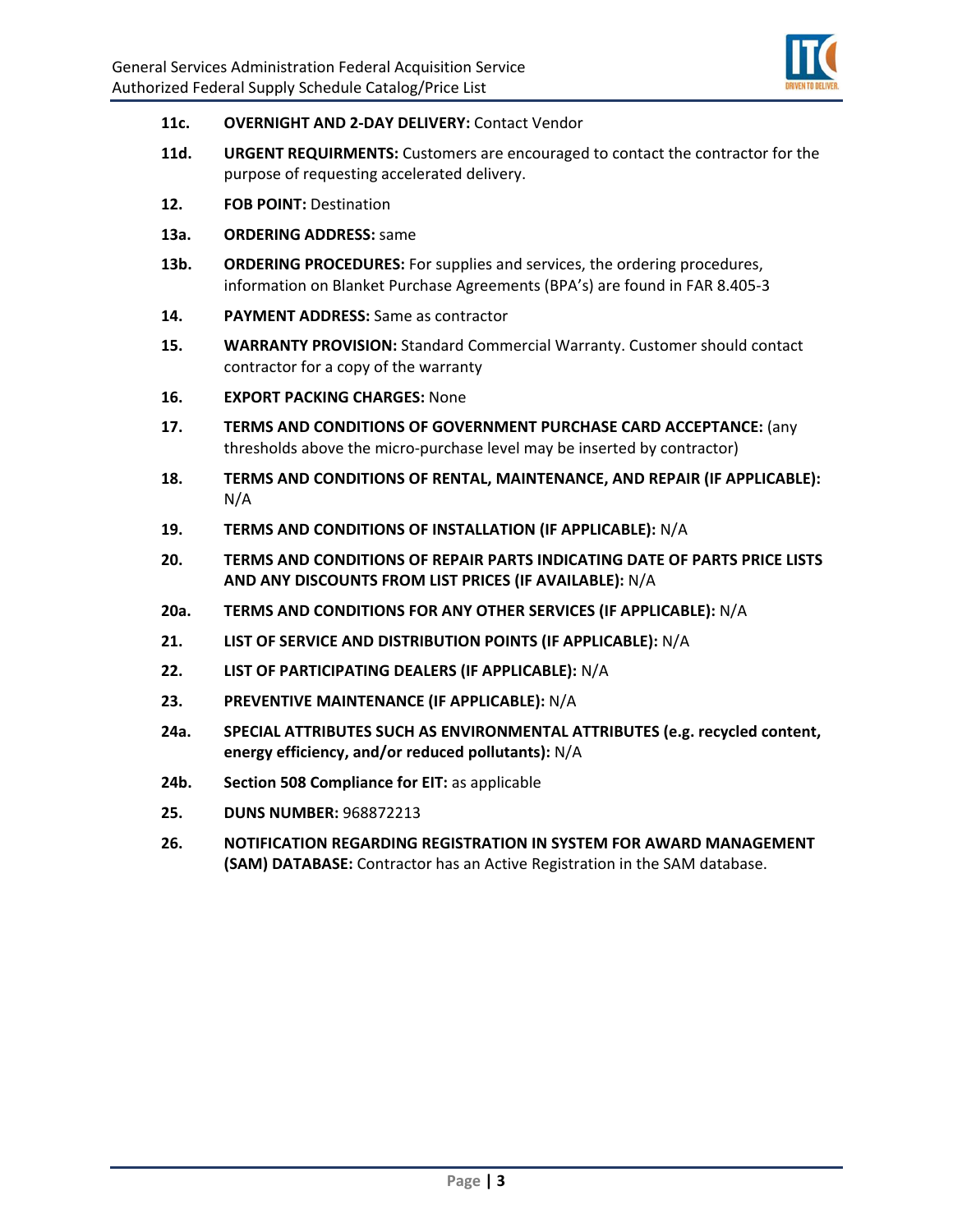**11c.** **OVERNIGHT AND 2-DAY DELIVERY:** Contact Vendor

**11d.** **URGENT REQUIRMENTS:** Customers are encouraged to contact the contractor for the purpose of requesting accelerated delivery.

**12.** **FOB POINT:** Destination

**13a.** **ORDERING ADDRESS:** same

**13b.** **ORDERING PROCEDURES:** For supplies and services, the ordering procedures, information on Blanket Purchase Agreements (BPA's) are found in FAR 8.405-3

**14.** **PAYMENT ADDRESS:** Same as contractor

**15.** **WARRANTY PROVISION:** Standard Commercial Warranty. Customer should contact contractor for a copy of the warranty

**16.** **EXPORT PACKING CHARGES:** None

**17.** **TERMS AND CONDITIONS OF GOVERNMENT PURCHASE CARD ACCEPTANCE:** (any thresholds above the micro-purchase level may be inserted by contractor)

**18.** **TERMS AND CONDITIONS OF RENTAL, MAINTENANCE, AND REPAIR (IF APPLICABLE):** N/A

**19.** **TERMS AND CONDITIONS OF INSTALLATION (IF APPLICABLE):** N/A

**20.** **TERMS AND CONDITIONS OF REPAIR PARTS INDICATING DATE OF PARTS PRICE LISTS AND ANY DISCOUNTS FROM LIST PRICES (IF AVAILABLE):** N/A

**20a.** **TERMS AND CONDITIONS FOR ANY OTHER SERVICES (IF APPLICABLE):** N/A

**21.** **LIST OF SERVICE AND DISTRIBUTION POINTS (IF APPLICABLE):** N/A

**22.** **LIST OF PARTICIPATING DEALERS (IF APPLICABLE):** N/A

**23.** **PREVENTIVE MAINTENANCE (IF APPLICABLE):** N/A

**24a.** **SPECIAL ATTRIBUTES SUCH AS ENVIRONMENTAL ATTRIBUTES (e.g. recycled content, energy efficiency, and/or reduced pollutants):** N/A

**24b.** **Section 508 Compliance for EIT:** as applicable

**25.** **DUNS NUMBER:** 968872213

**26.** **NOTIFICATION REGARDING REGISTRATION IN SYSTEM FOR AWARD MANAGEMENT (SAM) DATABASE:** Contractor has an Active Registration in the SAM database.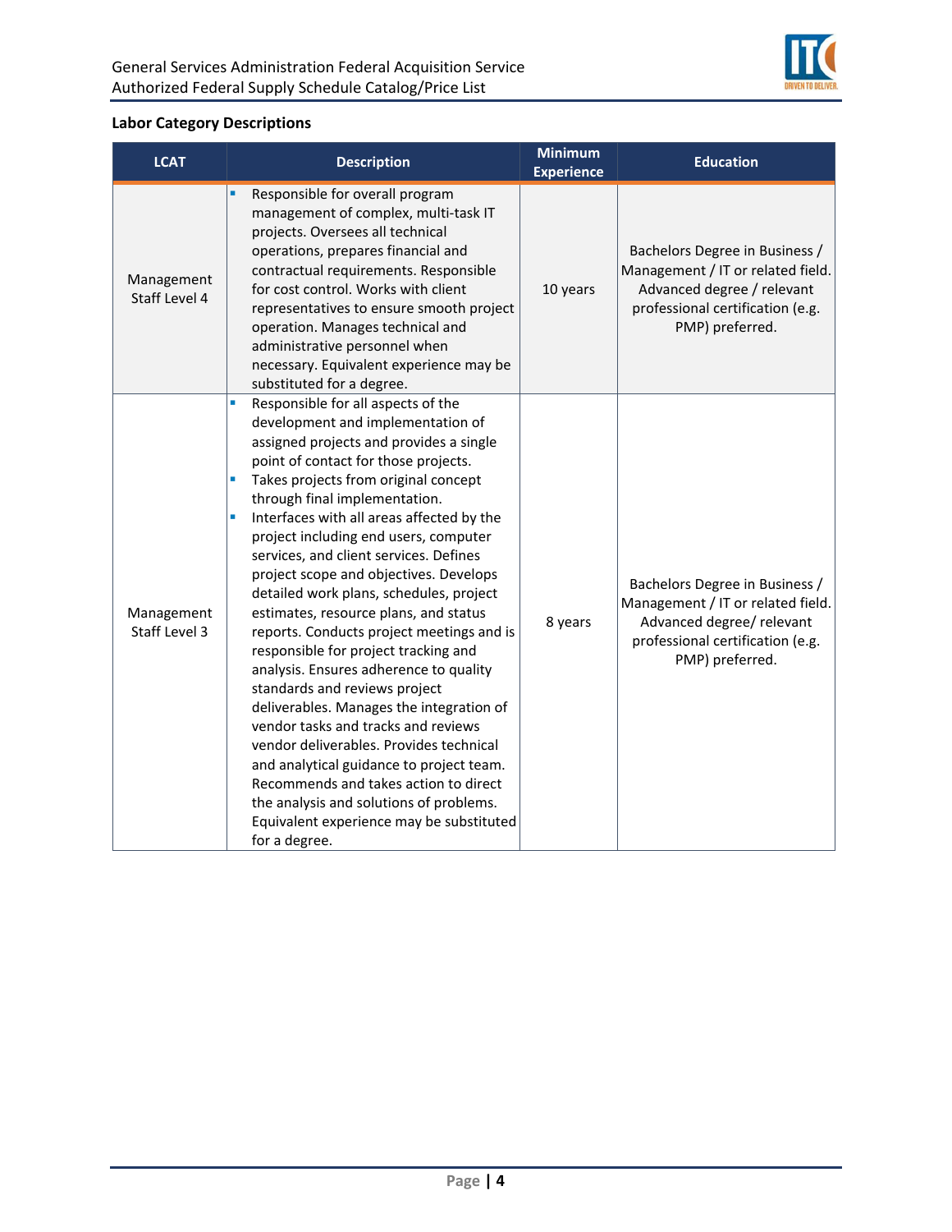## Labor Category Descriptions

| LCAT | Description | Minimum Experience | Education |
|---|---|---|---|
| Management Staff Level 4 | ▪ Responsible for overall program management of complex, multi-task IT projects. Oversees all technical operations, prepares financial and contractual requirements. Responsible for cost control. Works with client representatives to ensure smooth project operation. Manages technical and administrative personnel when necessary. Equivalent experience may be substituted for a degree. | 10 years | Bachelors Degree in Business / Management / IT or related field. Advanced degree / relevant professional certification (e.g. PMP) preferred. |
| Management Staff Level 3 | ▪ Responsible for all aspects of the development and implementation of assigned projects and provides a single point of contact for those projects.<br>▪ Takes projects from original concept through final implementation.<br>▪ Interfaces with all areas affected by the project including end users, computer services, and client services. Defines project scope and objectives. Develops detailed work plans, schedules, project estimates, resource plans, and status reports. Conducts project meetings and is responsible for project tracking and analysis. Ensures adherence to quality standards and reviews project deliverables. Manages the integration of vendor tasks and tracks and reviews vendor deliverables. Provides technical and analytical guidance to project team. Recommends and takes action to direct the analysis and solutions of problems. Equivalent experience may be substituted for a degree. | 8 years | Bachelors Degree in Business / Management / IT or related field. Advanced degree/ relevant professional certification (e.g. PMP) preferred. |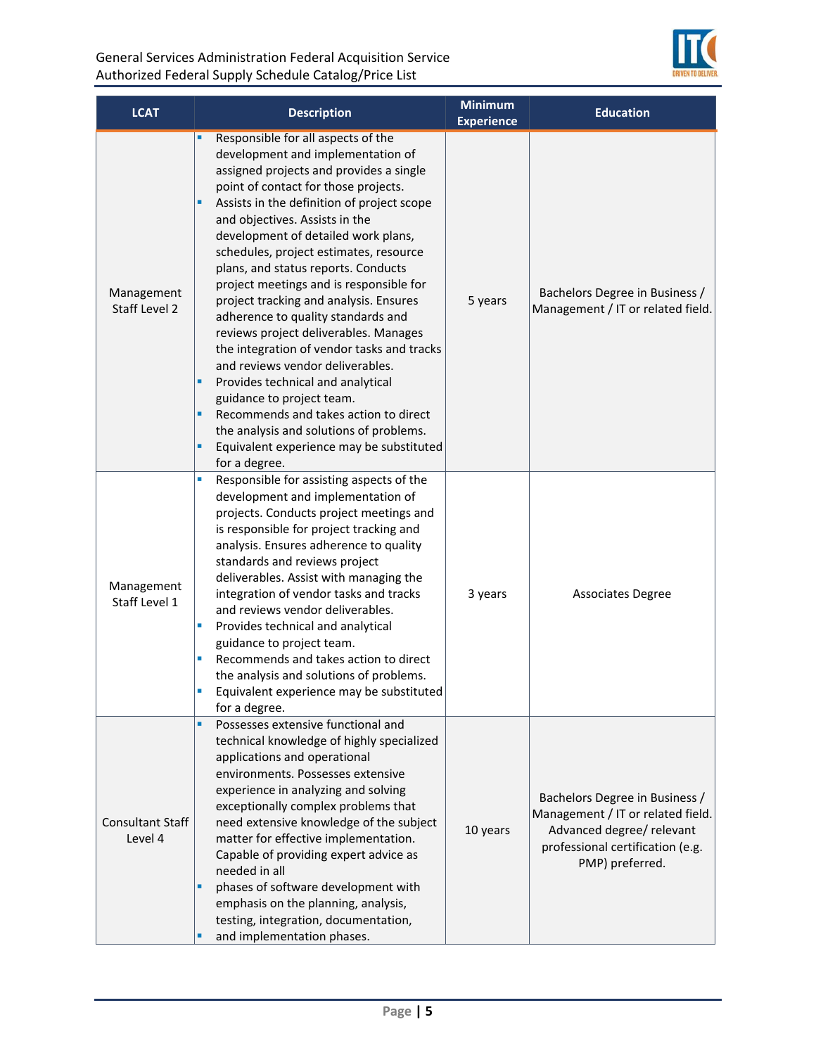| LCAT | Description | Minimum Experience | Education |
|---|---|---|---|
| Management Staff Level 2 | ▪ Responsible for all aspects of the development and implementation of assigned projects and provides a single point of contact for those projects.<br>▪ Assists in the definition of project scope and objectives. Assists in the development of detailed work plans, schedules, project estimates, resource plans, and status reports. Conducts project meetings and is responsible for project tracking and analysis. Ensures adherence to quality standards and reviews project deliverables. Manages the integration of vendor tasks and tracks and reviews vendor deliverables.<br>▪ Provides technical and analytical guidance to project team.<br>▪ Recommends and takes action to direct the analysis and solutions of problems.<br>▪ Equivalent experience may be substituted for a degree. | 5 years | Bachelors Degree in Business / Management / IT or related field. |
| Management Staff Level 1 | ▪ Responsible for assisting aspects of the development and implementation of projects. Conducts project meetings and is responsible for project tracking and analysis. Ensures adherence to quality standards and reviews project deliverables. Assist with managing the integration of vendor tasks and tracks and reviews vendor deliverables.<br>▪ Provides technical and analytical guidance to project team.<br>▪ Recommends and takes action to direct the analysis and solutions of problems.<br>▪ Equivalent experience may be substituted for a degree. | 3 years | Associates Degree |
| Consultant Staff Level 4 | ▪ Possesses extensive functional and technical knowledge of highly specialized applications and operational environments. Possesses extensive experience in analyzing and solving exceptionally complex problems that need extensive knowledge of the subject matter for effective implementation. Capable of providing expert advice as needed in all<br>▪ phases of software development with emphasis on the planning, analysis, testing, integration, documentation,<br>▪ and implementation phases. | 10 years | Bachelors Degree in Business / Management / IT or related field. Advanced degree/ relevant professional certification (e.g. PMP) preferred. |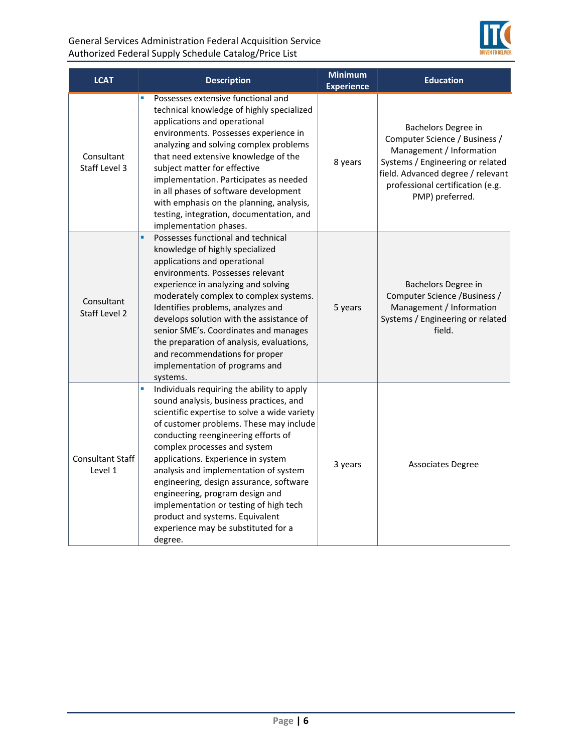| LCAT | Description | Minimum Experience | Education |
|---|---|---|---|
| Consultant Staff Level 3 | - Possesses extensive functional and technical knowledge of highly specialized applications and operational environments. Possesses experience in analyzing and solving complex problems that need extensive knowledge of the subject matter for effective implementation. Participates as needed in all phases of software development with emphasis on the planning, analysis, testing, integration, documentation, and implementation phases. | 8 years | Bachelors Degree in Computer Science / Business / Management / Information Systems / Engineering or related field. Advanced degree / relevant professional certification (e.g. PMP) preferred. |
| Consultant Staff Level 2 | - Possesses functional and technical knowledge of highly specialized applications and operational environments. Possesses relevant experience in analyzing and solving moderately complex to complex systems. Identifies problems, analyzes and develops solution with the assistance of senior SME's. Coordinates and manages the preparation of analysis, evaluations, and recommendations for proper implementation of programs and systems. | 5 years | Bachelors Degree in Computer Science /Business / Management / Information Systems / Engineering or related field. |
| Consultant Staff Level 1 | - Individuals requiring the ability to apply sound analysis, business practices, and scientific expertise to solve a wide variety of customer problems. These may include conducting reengineering efforts of complex processes and system applications. Experience in system analysis and implementation of system engineering, design assurance, software engineering, program design and implementation or testing of high tech product and systems. Equivalent experience may be substituted for a degree. | 3 years | Associates Degree |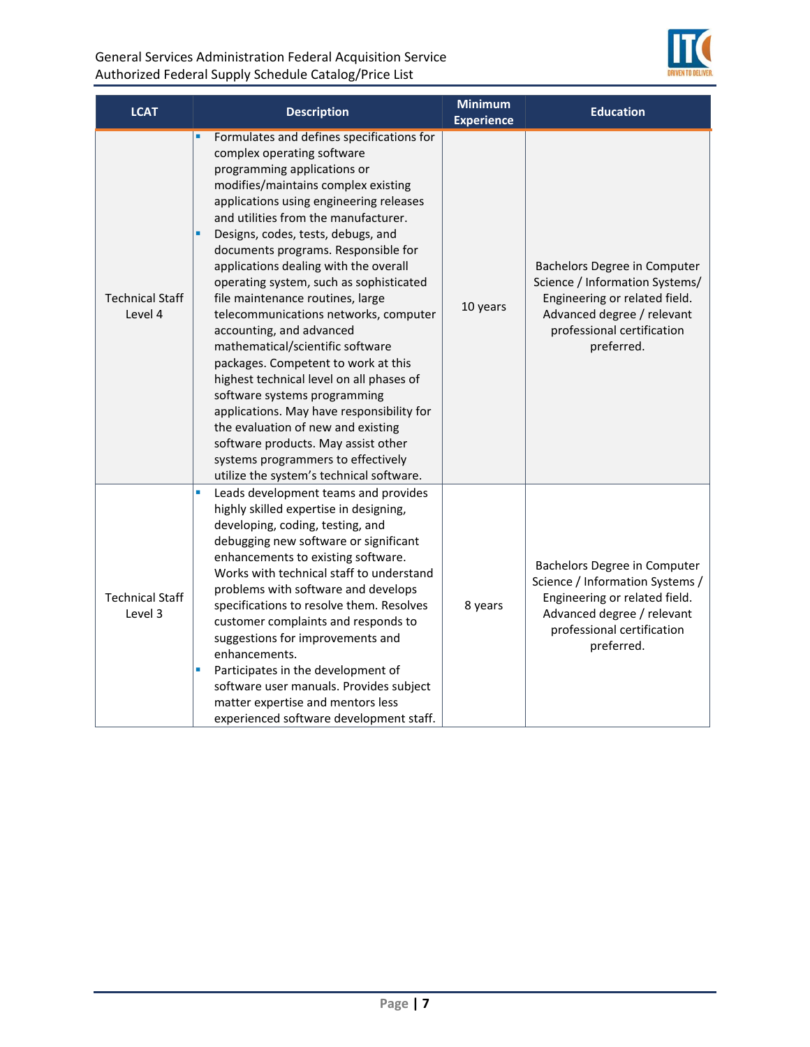| LCAT | Description | Minimum Experience | Education |
|---|---|---|---|
| Technical Staff Level 4 | ▪ Formulates and defines specifications for complex operating software programming applications or modifies/maintains complex existing applications using engineering releases and utilities from the manufacturer.<br>▪ Designs, codes, tests, debugs, and documents programs. Responsible for applications dealing with the overall operating system, such as sophisticated file maintenance routines, large telecommunications networks, computer accounting, and advanced mathematical/scientific software packages. Competent to work at this highest technical level on all phases of software systems programming applications. May have responsibility for the evaluation of new and existing software products. May assist other systems programmers to effectively utilize the system's technical software. | 10 years | Bachelors Degree in Computer Science / Information Systems/ Engineering or related field. Advanced degree / relevant professional certification preferred. |
| Technical Staff Level 3 | ▪ Leads development teams and provides highly skilled expertise in designing, developing, coding, testing, and debugging new software or significant enhancements to existing software. Works with technical staff to understand problems with software and develops specifications to resolve them. Resolves customer complaints and responds to suggestions for improvements and enhancements.<br>▪ Participates in the development of software user manuals. Provides subject matter expertise and mentors less experienced software development staff. | 8 years | Bachelors Degree in Computer Science / Information Systems / Engineering or related field. Advanced degree / relevant professional certification preferred. |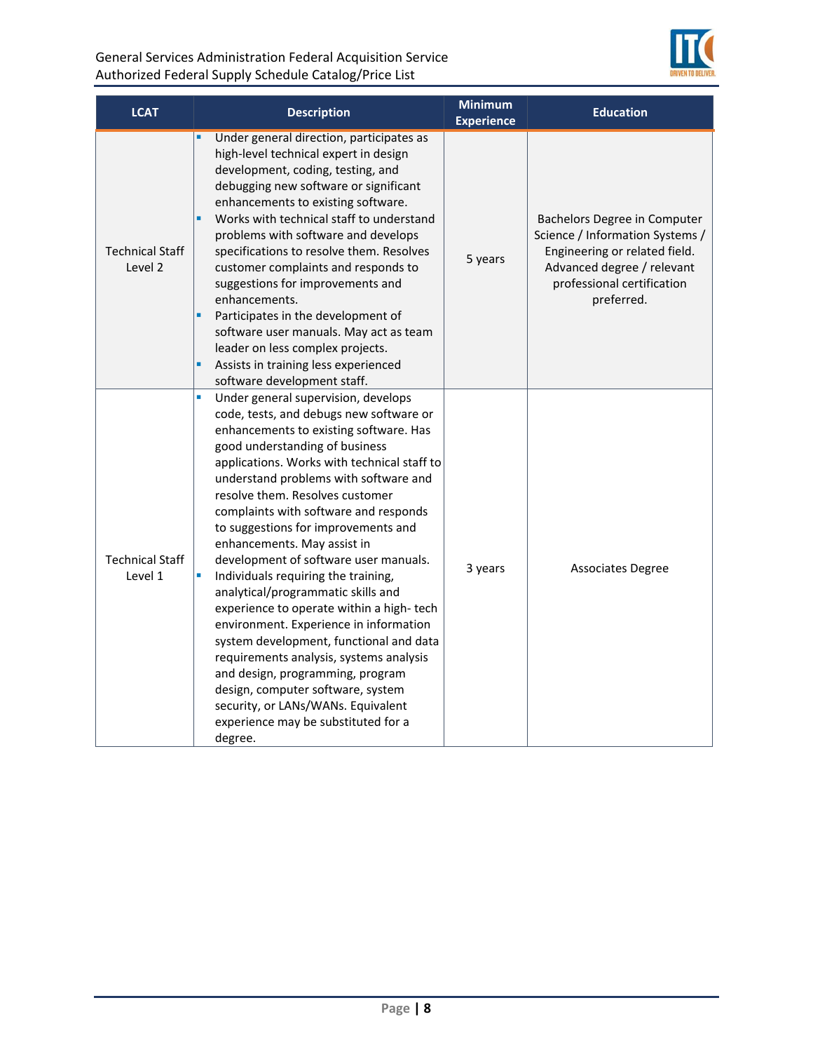| LCAT | Description | Minimum Experience | Education |
|---|---|---|---|
| Technical Staff Level 2 | ▪ Under general direction, participates as high-level technical expert in design development, coding, testing, and debugging new software or significant enhancements to existing software.<br>▪ Works with technical staff to understand problems with software and develops specifications to resolve them. Resolves customer complaints and responds to suggestions for improvements and enhancements.<br>▪ Participates in the development of software user manuals. May act as team leader on less complex projects.<br>▪ Assists in training less experienced software development staff. | 5 years | Bachelors Degree in Computer Science / Information Systems / Engineering or related field. Advanced degree / relevant professional certification preferred. |
| Technical Staff Level 1 | ▪ Under general supervision, develops code, tests, and debugs new software or enhancements to existing software. Has good understanding of business applications. Works with technical staff to understand problems with software and resolve them. Resolves customer complaints with software and responds to suggestions for improvements and enhancements. May assist in development of software user manuals.<br>▪ Individuals requiring the training, analytical/programmatic skills and experience to operate within a high- tech environment. Experience in information system development, functional and data requirements analysis, systems analysis and design, programming, program design, computer software, system security, or LANs/WANs. Equivalent experience may be substituted for a degree. | 3 years | Associates Degree |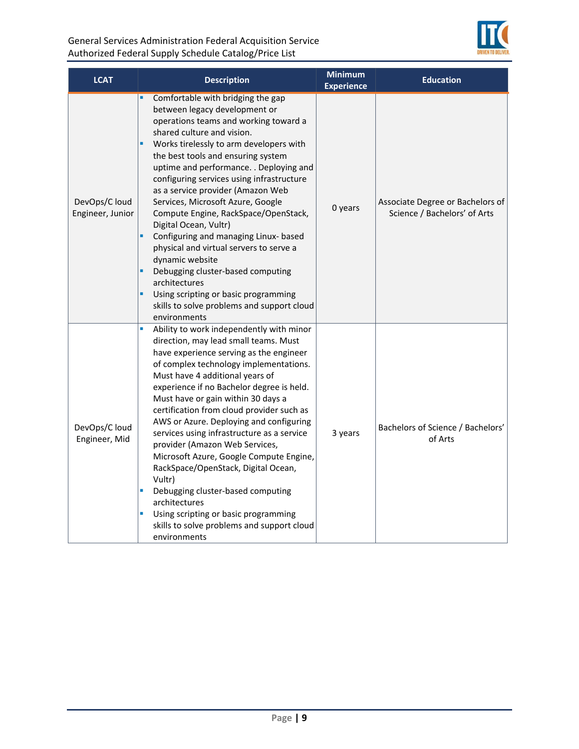| LCAT | Description | Minimum Experience | Education |
| --- | --- | --- | --- |
| DevOps/C loud Engineer, Junior | ▪ Comfortable with bridging the gap between legacy development or operations teams and working toward a shared culture and vision.<br>▪ Works tirelessly to arm developers with the best tools and ensuring system uptime and performance. . Deploying and configuring services using infrastructure as a service provider (Amazon Web Services, Microsoft Azure, Google Compute Engine, RackSpace/OpenStack, Digital Ocean, Vultr)<br>▪ Configuring and managing Linux- based physical and virtual servers to serve a dynamic website<br>▪ Debugging cluster-based computing architectures<br>▪ Using scripting or basic programming skills to solve problems and support cloud environments | 0 years | Associate Degree or Bachelors of Science / Bachelors' of Arts |
| DevOps/C loud Engineer, Mid | ▪ Ability to work independently with minor direction, may lead small teams. Must have experience serving as the engineer of complex technology implementations. Must have 4 additional years of experience if no Bachelor degree is held. Must have or gain within 30 days a certification from cloud provider such as AWS or Azure. Deploying and configuring services using infrastructure as a service provider (Amazon Web Services, Microsoft Azure, Google Compute Engine, RackSpace/OpenStack, Digital Ocean, Vultr)<br>▪ Debugging cluster-based computing architectures<br>▪ Using scripting or basic programming skills to solve problems and support cloud environments | 3 years | Bachelors of Science / Bachelors' of Arts |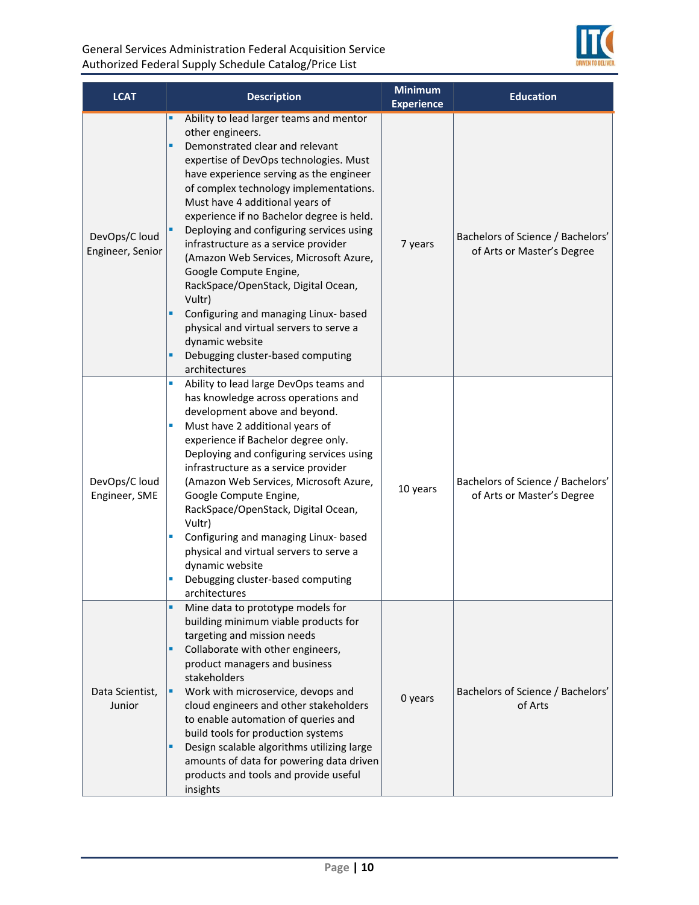| LCAT | Description | Minimum Experience | Education |
|---|---|---|---|
| DevOps/C loud Engineer, Senior | ▪ Ability to lead larger teams and mentor other engineers.<br>▪ Demonstrated clear and relevant expertise of DevOps technologies. Must have experience serving as the engineer of complex technology implementations. Must have 4 additional years of experience if no Bachelor degree is held.<br>▪ Deploying and configuring services using infrastructure as a service provider (Amazon Web Services, Microsoft Azure, Google Compute Engine, RackSpace/OpenStack, Digital Ocean, Vultr)<br>▪ Configuring and managing Linux- based physical and virtual servers to serve a dynamic website<br>▪ Debugging cluster-based computing architectures | 7 years | Bachelors of Science / Bachelors' of Arts or Master's Degree |
| DevOps/C loud Engineer, SME | ▪ Ability to lead large DevOps teams and has knowledge across operations and development above and beyond.<br>▪ Must have 2 additional years of experience if Bachelor degree only. Deploying and configuring services using infrastructure as a service provider (Amazon Web Services, Microsoft Azure, Google Compute Engine, RackSpace/OpenStack, Digital Ocean, Vultr)<br>▪ Configuring and managing Linux- based physical and virtual servers to serve a dynamic website<br>▪ Debugging cluster-based computing architectures | 10 years | Bachelors of Science / Bachelors' of Arts or Master's Degree |
| Data Scientist, Junior | ▪ Mine data to prototype models for building minimum viable products for targeting and mission needs<br>▪ Collaborate with other engineers, product managers and business stakeholders<br>▪ Work with microservice, devops and cloud engineers and other stakeholders to enable automation of queries and build tools for production systems<br>▪ Design scalable algorithms utilizing large amounts of data for powering data driven products and tools and provide useful insights | 0 years | Bachelors of Science / Bachelors' of Arts |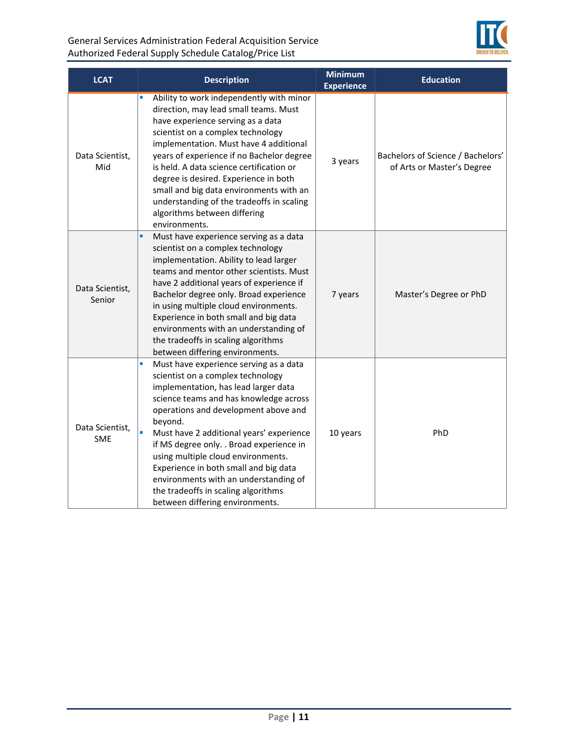| LCAT | Description | Minimum Experience | Education |
|---|---|---|---|
| Data Scientist, Mid | ▪ Ability to work independently with minor direction, may lead small teams. Must have experience serving as a data scientist on a complex technology implementation. Must have 4 additional years of experience if no Bachelor degree is held. A data science certification or degree is desired. Experience in both small and big data environments with an understanding of the tradeoffs in scaling algorithms between differing environments. | 3 years | Bachelors of Science / Bachelors' of Arts or Master's Degree |
| Data Scientist, Senior | ▪ Must have experience serving as a data scientist on a complex technology implementation. Ability to lead larger teams and mentor other scientists. Must have 2 additional years of experience if Bachelor degree only. Broad experience in using multiple cloud environments. Experience in both small and big data environments with an understanding of the tradeoffs in scaling algorithms between differing environments. | 7 years | Master's Degree or PhD |
| Data Scientist, SME | ▪ Must have experience serving as a data scientist on a complex technology implementation, has lead larger data science teams and has knowledge across operations and development above and beyond.<br>▪ Must have 2 additional years' experience if MS degree only. . Broad experience in using multiple cloud environments. Experience in both small and big data environments with an understanding of the tradeoffs in scaling algorithms between differing environments. | 10 years | PhD |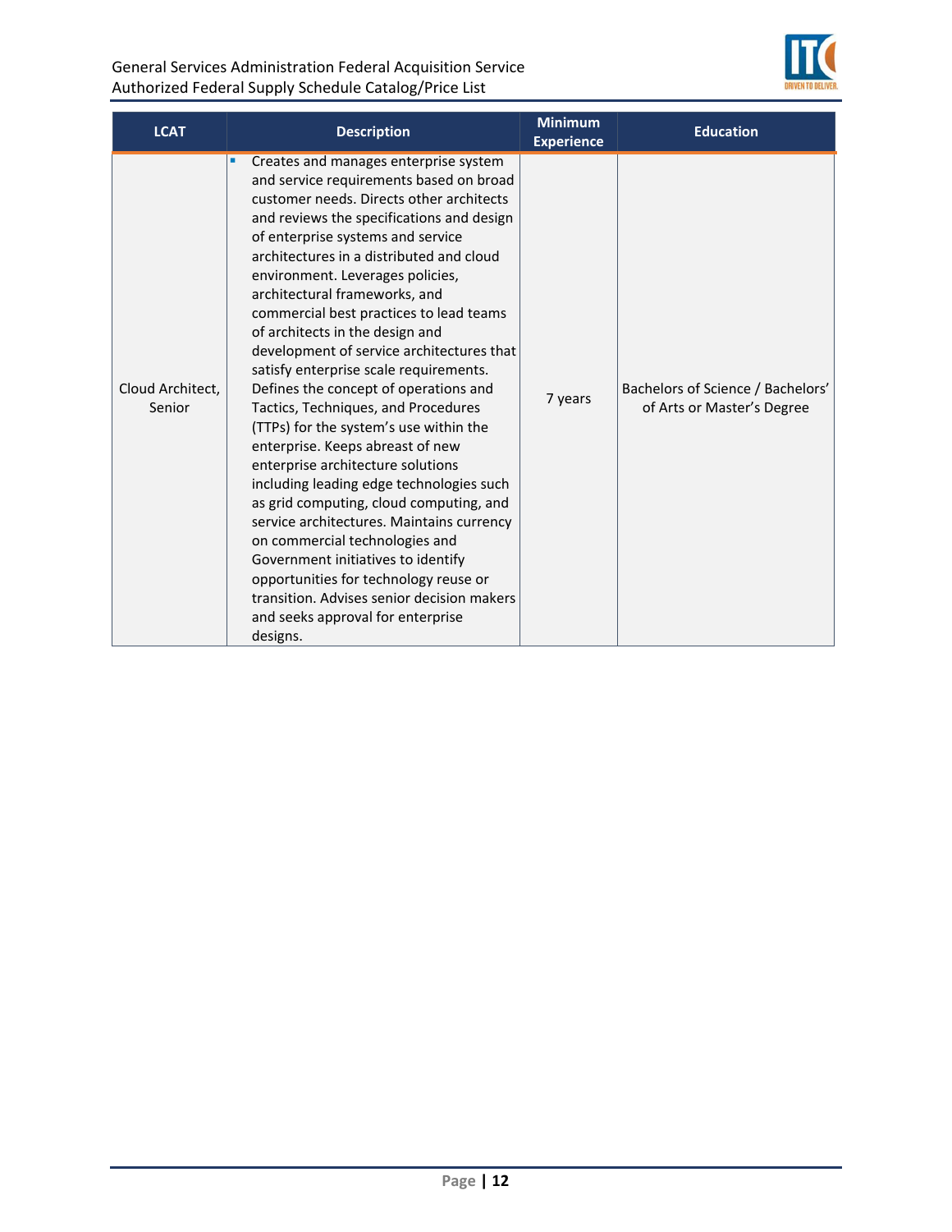| LCAT | Description | Minimum Experience | Education |
|---|---|---|---|
| Cloud Architect, Senior | ▪ Creates and manages enterprise system and service requirements based on broad customer needs. Directs other architects and reviews the specifications and design of enterprise systems and service architectures in a distributed and cloud environment. Leverages policies, architectural frameworks, and commercial best practices to lead teams of architects in the design and development of service architectures that satisfy enterprise scale requirements. Defines the concept of operations and Tactics, Techniques, and Procedures (TTPs) for the system's use within the enterprise. Keeps abreast of new enterprise architecture solutions including leading edge technologies such as grid computing, cloud computing, and service architectures. Maintains currency on commercial technologies and Government initiatives to identify opportunities for technology reuse or transition. Advises senior decision makers and seeks approval for enterprise designs. | 7 years | Bachelors of Science / Bachelors' of Arts or Master's Degree |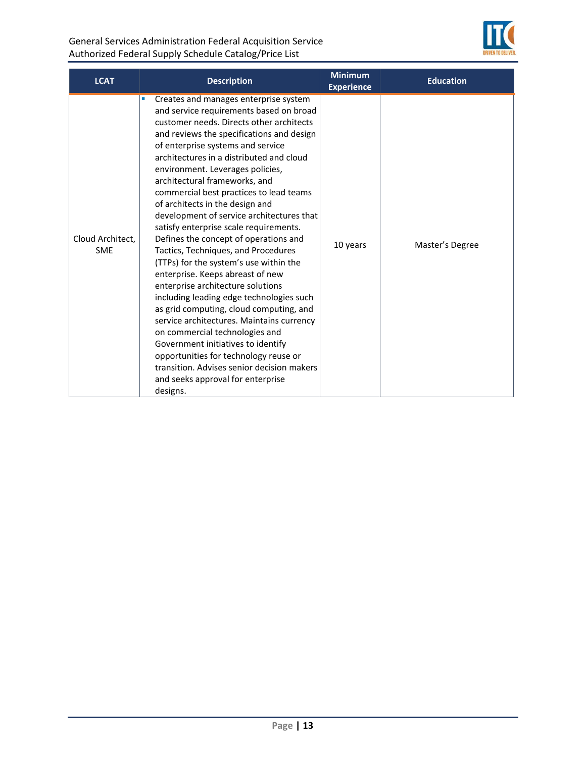| LCAT | Description | Minimum Experience | Education |
|---|---|---|---|
| Cloud Architect, SME | ▪ Creates and manages enterprise system and service requirements based on broad customer needs. Directs other architects and reviews the specifications and design of enterprise systems and service architectures in a distributed and cloud environment. Leverages policies, architectural frameworks, and commercial best practices to lead teams of architects in the design and development of service architectures that satisfy enterprise scale requirements. Defines the concept of operations and Tactics, Techniques, and Procedures (TTPs) for the system's use within the enterprise. Keeps abreast of new enterprise architecture solutions including leading edge technologies such as grid computing, cloud computing, and service architectures. Maintains currency on commercial technologies and Government initiatives to identify opportunities for technology reuse or transition. Advises senior decision makers and seeks approval for enterprise designs. | 10 years | Master's Degree |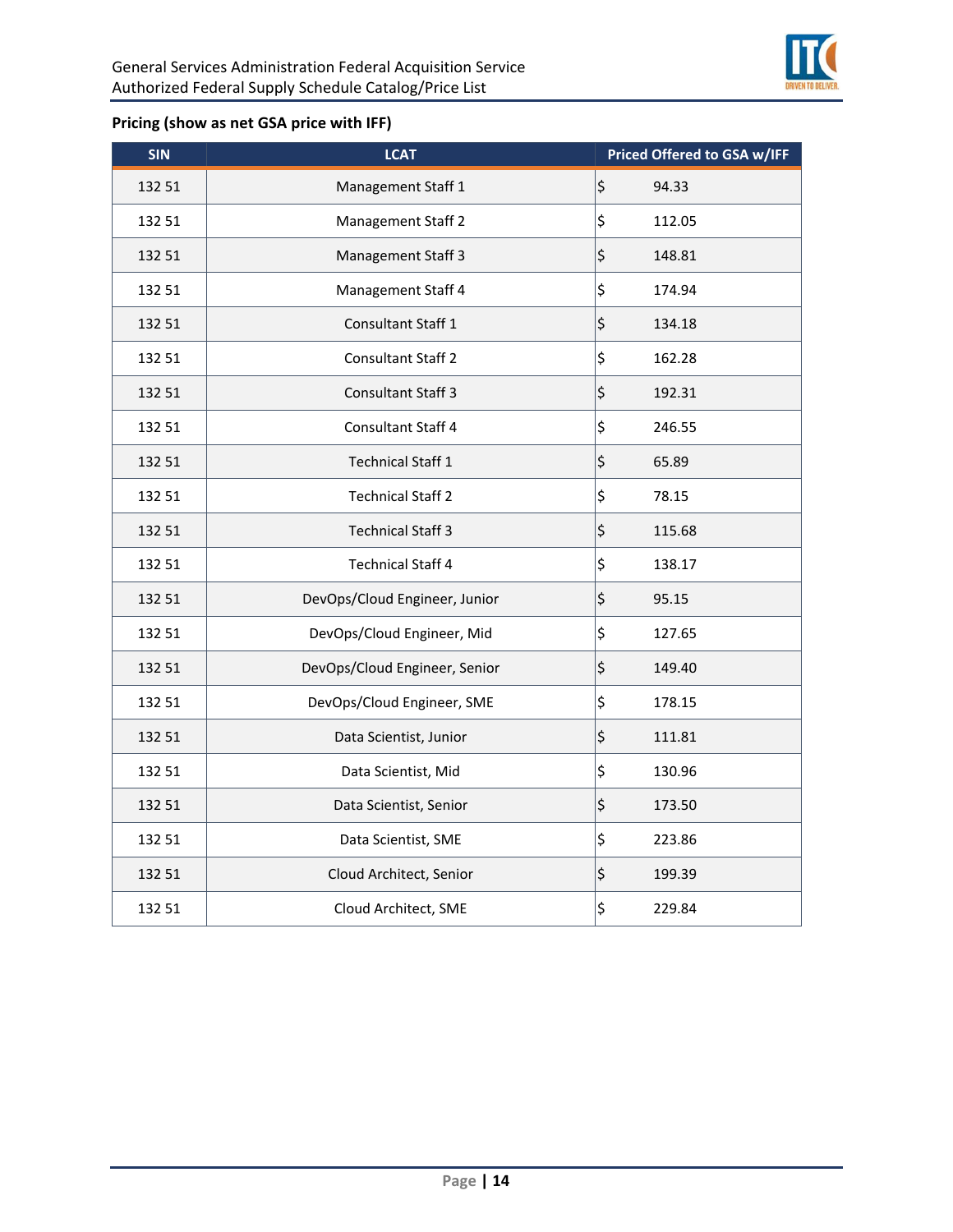**Pricing (show as net GSA price with IFF)**

| SIN | LCAT | Priced Offered to GSA w/IFF |
|---|---|---|
| 132 51 | Management Staff 1 | $ 94.33 |
| 132 51 | Management Staff 2 | $ 112.05 |
| 132 51 | Management Staff 3 | $ 148.81 |
| 132 51 | Management Staff 4 | $ 174.94 |
| 132 51 | Consultant Staff 1 | $ 134.18 |
| 132 51 | Consultant Staff 2 | $ 162.28 |
| 132 51 | Consultant Staff 3 | $ 192.31 |
| 132 51 | Consultant Staff 4 | $ 246.55 |
| 132 51 | Technical Staff 1 | $ 65.89 |
| 132 51 | Technical Staff 2 | $ 78.15 |
| 132 51 | Technical Staff 3 | $ 115.68 |
| 132 51 | Technical Staff 4 | $ 138.17 |
| 132 51 | DevOps/Cloud Engineer, Junior | $ 95.15 |
| 132 51 | DevOps/Cloud Engineer, Mid | $ 127.65 |
| 132 51 | DevOps/Cloud Engineer, Senior | $ 149.40 |
| 132 51 | DevOps/Cloud Engineer, SME | $ 178.15 |
| 132 51 | Data Scientist, Junior | $ 111.81 |
| 132 51 | Data Scientist, Mid | $ 130.96 |
| 132 51 | Data Scientist, Senior | $ 173.50 |
| 132 51 | Data Scientist, SME | $ 223.86 |
| 132 51 | Cloud Architect, Senior | $ 199.39 |
| 132 51 | Cloud Architect, SME | $ 229.84 |